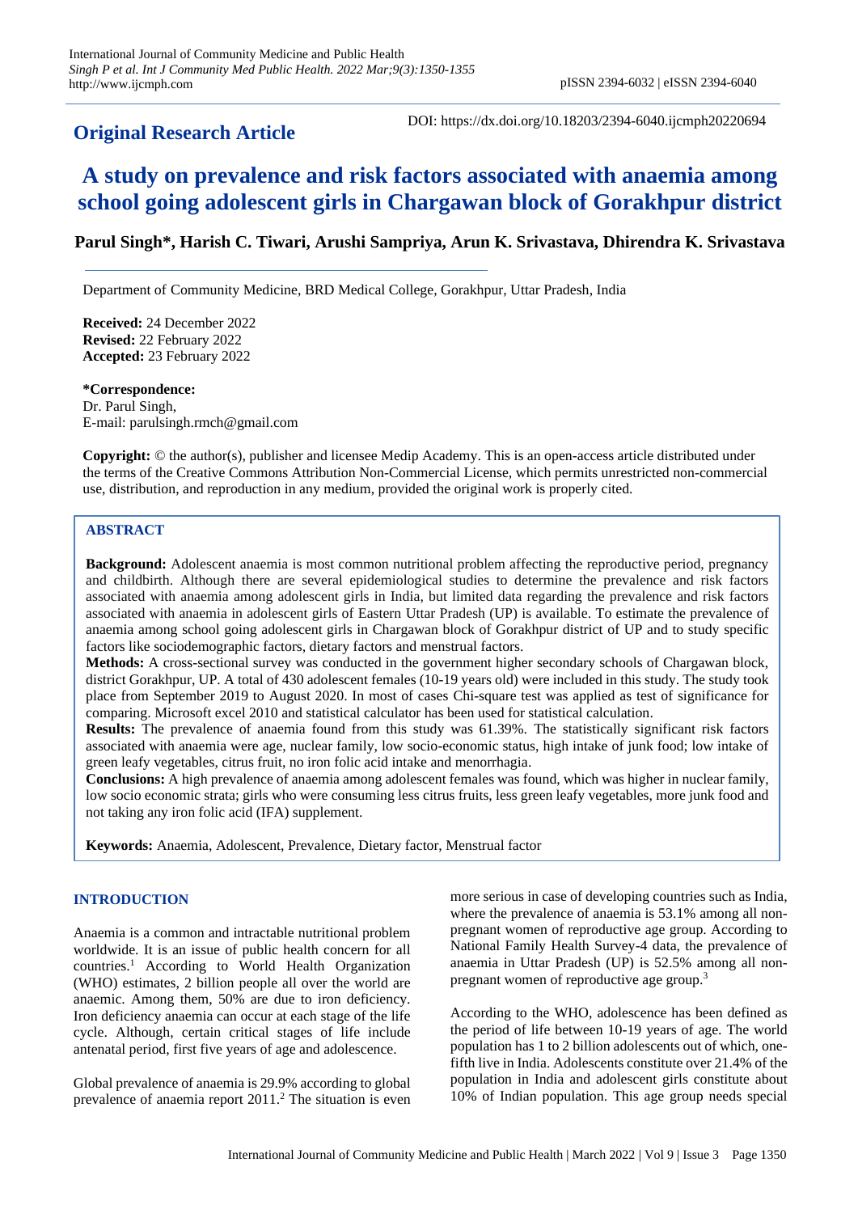**Original Research Article**

DOI: https://dx.doi.org/10.18203/2394-6040.ijcmph20220694

# A study on prevalence and risk factors associated with anaemia among school going adolescent girls in Chargawan block of Gorakhpur district

**Parul Singh*, Harish C. Tiwari, Arushi Sampriya, Arun K. Srivastava, Dhirendra K. Srivastava**

Department of Community Medicine, BRD Medical College, Gorakhpur, Uttar Pradesh, India

**Received:** 24 December 2022
**Revised:** 22 February 2022
**Accepted:** 23 February 2022

***Correspondence:**
Dr. Parul Singh,
E-mail: parulsingh.rmch@gmail.com

**Copyright:** © the author(s), publisher and licensee Medip Academy. This is an open-access article distributed under the terms of the Creative Commons Attribution Non-Commercial License, which permits unrestricted non-commercial use, distribution, and reproduction in any medium, provided the original work is properly cited.

## ABSTRACT

**Background:** Adolescent anaemia is most common nutritional problem affecting the reproductive period, pregnancy and childbirth. Although there are several epidemiological studies to determine the prevalence and risk factors associated with anaemia among adolescent girls in India, but limited data regarding the prevalence and risk factors associated with anaemia in adolescent girls of Eastern Uttar Pradesh (UP) is available. To estimate the prevalence of anaemia among school going adolescent girls in Chargawan block of Gorakhpur district of UP and to study specific factors like sociodemographic factors, dietary factors and menstrual factors.

**Methods:** A cross-sectional survey was conducted in the government higher secondary schools of Chargawan block, district Gorakhpur, UP. A total of 430 adolescent females (10-19 years old) were included in this study. The study took place from September 2019 to August 2020. In most of cases Chi-square test was applied as test of significance for comparing. Microsoft excel 2010 and statistical calculator has been used for statistical calculation.

**Results:** The prevalence of anaemia found from this study was 61.39%. The statistically significant risk factors associated with anaemia were age, nuclear family, low socio-economic status, high intake of junk food; low intake of green leafy vegetables, citrus fruit, no iron folic acid intake and menorrhagia.

**Conclusions:** A high prevalence of anaemia among adolescent females was found, which was higher in nuclear family, low socio economic strata; girls who were consuming less citrus fruits, less green leafy vegetables, more junk food and not taking any iron folic acid (IFA) supplement.

**Keywords:** Anaemia, Adolescent, Prevalence, Dietary factor, Menstrual factor

## INTRODUCTION

Anaemia is a common and intractable nutritional problem worldwide. It is an issue of public health concern for all countries.[1] According to World Health Organization (WHO) estimates, 2 billion people all over the world are anaemic. Among them, 50% are due to iron deficiency. Iron deficiency anaemia can occur at each stage of the life cycle. Although, certain critical stages of life include antenatal period, first five years of age and adolescence.

Global prevalence of anaemia is 29.9% according to global prevalence of anaemia report 2011.[2] The situation is even more serious in case of developing countries such as India, where the prevalence of anaemia is 53.1% among all non-pregnant women of reproductive age group. According to National Family Health Survey-4 data, the prevalence of anaemia in Uttar Pradesh (UP) is 52.5% among all non-pregnant women of reproductive age group.[3]

According to the WHO, adolescence has been defined as the period of life between 10-19 years of age. The world population has 1 to 2 billion adolescents out of which, one-fifth live in India. Adolescents constitute over 21.4% of the population in India and adolescent girls constitute about 10% of Indian population. This age group needs special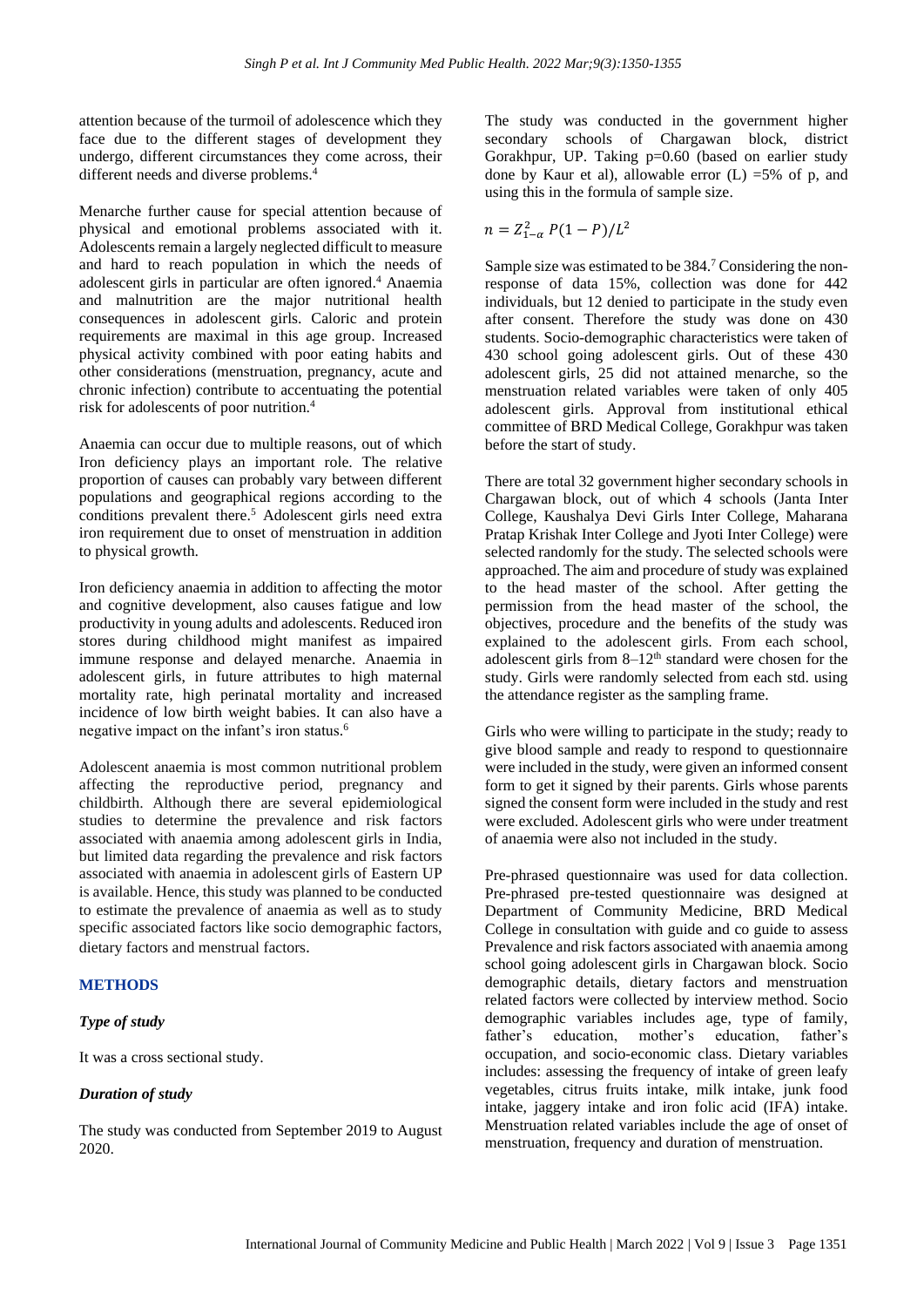attention because of the turmoil of adolescence which they face due to the different stages of development they undergo, different circumstances they come across, their different needs and diverse problems.[4]

Menarche further cause for special attention because of physical and emotional problems associated with it. Adolescents remain a largely neglected difficult to measure and hard to reach population in which the needs of adolescent girls in particular are often ignored.[4] Anaemia and malnutrition are the major nutritional health consequences in adolescent girls. Caloric and protein requirements are maximal in this age group. Increased physical activity combined with poor eating habits and other considerations (menstruation, pregnancy, acute and chronic infection) contribute to accentuating the potential risk for adolescents of poor nutrition.[4]

Anaemia can occur due to multiple reasons, out of which Iron deficiency plays an important role. The relative proportion of causes can probably vary between different populations and geographical regions according to the conditions prevalent there.[5] Adolescent girls need extra iron requirement due to onset of menstruation in addition to physical growth.

Iron deficiency anaemia in addition to affecting the motor and cognitive development, also causes fatigue and low productivity in young adults and adolescents. Reduced iron stores during childhood might manifest as impaired immune response and delayed menarche. Anaemia in adolescent girls, in future attributes to high maternal mortality rate, high perinatal mortality and increased incidence of low birth weight babies. It can also have a negative impact on the infant's iron status.[6]

Adolescent anaemia is most common nutritional problem affecting the reproductive period, pregnancy and childbirth. Although there are several epidemiological studies to determine the prevalence and risk factors associated with anaemia among adolescent girls in India, but limited data regarding the prevalence and risk factors associated with anaemia in adolescent girls of Eastern UP is available. Hence, this study was planned to be conducted to estimate the prevalence of anaemia as well as to study specific associated factors like socio demographic factors, dietary factors and menstrual factors.

## METHODS

### *Type of study*

It was a cross sectional study.

### *Duration of study*

The study was conducted from September 2019 to August 2020.

The study was conducted in the government higher secondary schools of Chargawan block, district Gorakhpur, UP. Taking p=0.60 (based on earlier study done by Kaur et al), allowable error (L) =5% of p, and using this in the formula of sample size.

$$n = Z_{1-\alpha}^2 \, P(1 - P)/L^2$$

Sample size was estimated to be 384.[7] Considering the non-response of data 15%, collection was done for 442 individuals, but 12 denied to participate in the study even after consent. Therefore the study was done on 430 students. Socio-demographic characteristics were taken of 430 school going adolescent girls. Out of these 430 adolescent girls, 25 did not attained menarche, so the menstruation related variables were taken of only 405 adolescent girls. Approval from institutional ethical committee of BRD Medical College, Gorakhpur was taken before the start of study.

There are total 32 government higher secondary schools in Chargawan block, out of which 4 schools (Janta Inter College, Kaushalya Devi Girls Inter College, Maharana Pratap Krishak Inter College and Jyoti Inter College) were selected randomly for the study. The selected schools were approached. The aim and procedure of study was explained to the head master of the school. After getting the permission from the head master of the school, the objectives, procedure and the benefits of the study was explained to the adolescent girls. From each school, adolescent girls from 8–12th standard were chosen for the study. Girls were randomly selected from each std. using the attendance register as the sampling frame.

Girls who were willing to participate in the study; ready to give blood sample and ready to respond to questionnaire were included in the study, were given an informed consent form to get it signed by their parents. Girls whose parents signed the consent form were included in the study and rest were excluded. Adolescent girls who were under treatment of anaemia were also not included in the study.

Pre-phrased questionnaire was used for data collection. Pre-phrased pre-tested questionnaire was designed at Department of Community Medicine, BRD Medical College in consultation with guide and co guide to assess Prevalence and risk factors associated with anaemia among school going adolescent girls in Chargawan block. Socio demographic details, dietary factors and menstruation related factors were collected by interview method. Socio demographic variables includes age, type of family, father's education, mother's education, father's occupation, and socio-economic class. Dietary variables includes: assessing the frequency of intake of green leafy vegetables, citrus fruits intake, milk intake, junk food intake, jaggery intake and iron folic acid (IFA) intake. Menstruation related variables include the age of onset of menstruation, frequency and duration of menstruation.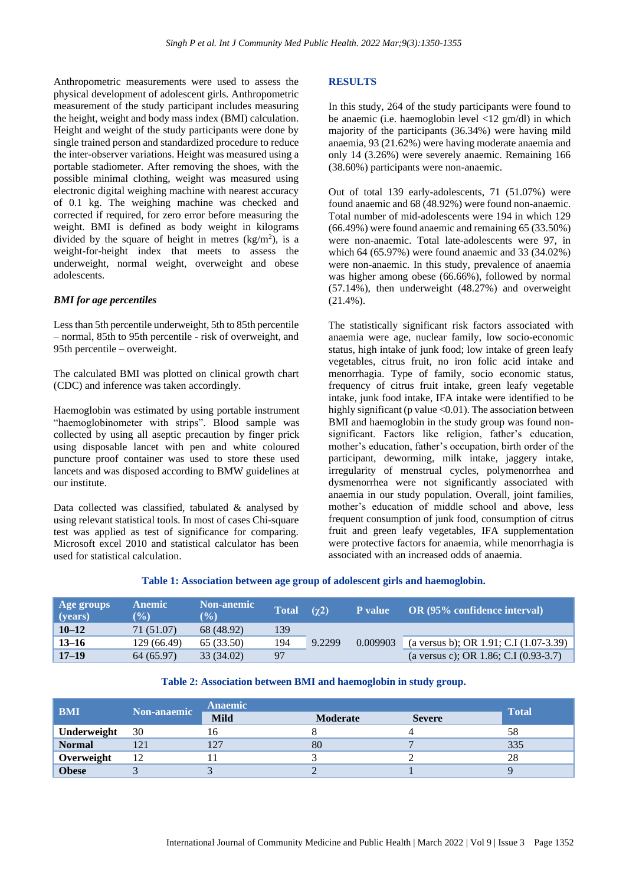Anthropometric measurements were used to assess the physical development of adolescent girls. Anthropometric measurement of the study participant includes measuring the height, weight and body mass index (BMI) calculation. Height and weight of the study participants were done by single trained person and standardized procedure to reduce the inter-observer variations. Height was measured using a portable stadiometer. After removing the shoes, with the possible minimal clothing, weight was measured using electronic digital weighing machine with nearest accuracy of 0.1 kg. The weighing machine was checked and corrected if required, for zero error before measuring the weight. BMI is defined as body weight in kilograms divided by the square of height in metres ($kg/m^2$), is a weight-for-height index that meets to assess the underweight, normal weight, overweight and obese adolescents.

### *BMI for age percentiles*

Less than 5th percentile underweight, 5th to 85th percentile – normal, 85th to 95th percentile - risk of overweight, and 95th percentile – overweight.

The calculated BMI was plotted on clinical growth chart (CDC) and inference was taken accordingly.

Haemoglobin was estimated by using portable instrument "haemoglobinometer with strips". Blood sample was collected by using all aseptic precaution by finger prick using disposable lancet with pen and white coloured puncture proof container was used to store these used lancets and was disposed according to BMW guidelines at our institute.

Data collected was classified, tabulated & analysed by using relevant statistical tools. In most of cases Chi-square test was applied as test of significance for comparing. Microsoft excel 2010 and statistical calculator has been used for statistical calculation.

## RESULTS

In this study, 264 of the study participants were found to be anaemic (i.e. haemoglobin level <12 gm/dl) in which majority of the participants (36.34%) were having mild anaemia, 93 (21.62%) were having moderate anaemia and only 14 (3.26%) were severely anaemic. Remaining 166 (38.60%) participants were non-anaemic.

Out of total 139 early-adolescents, 71 (51.07%) were found anaemic and 68 (48.92%) were found non-anaemic. Total number of mid-adolescents were 194 in which 129 (66.49%) were found anaemic and remaining 65 (33.50%) were non-anaemic. Total late-adolescents were 97, in which 64 (65.97%) were found anaemic and 33 (34.02%) were non-anaemic. In this study, prevalence of anaemia was higher among obese (66.66%), followed by normal (57.14%), then underweight (48.27%) and overweight (21.4%).

The statistically significant risk factors associated with anaemia were age, nuclear family, low socio-economic status, high intake of junk food; low intake of green leafy vegetables, citrus fruit, no iron folic acid intake and menorrhagia. Type of family, socio economic status, frequency of citrus fruit intake, green leafy vegetable intake, junk food intake, IFA intake were identified to be highly significant (p value <0.01). The association between BMI and haemoglobin in the study group was found non-significant. Factors like religion, father's education, mother's education, father's occupation, birth order of the participant, deworming, milk intake, jaggery intake, irregularity of menstrual cycles, polymenorrhea and dysmenorrhea were not significantly associated with anaemia in our study population. Overall, joint families, mother's education of middle school and above, less frequent consumption of junk food, consumption of citrus fruit and green leafy vegetables, IFA supplementation were protective factors for anaemia, while menorrhagia is associated with an increased odds of anaemia.

**Table 1: Association between age group of adolescent girls and haemoglobin.**

| Age groups (years) | Anemic (%) | Non-anemic (%) | Total | ($\chi 2$) | P value | OR (95% confidence interval) |
|---|---|---|---|---|---|---|
| **10–12** | 71 (51.07) | 68 (48.92) | 139 | | | |
| **13–16** | 129 (66.49) | 65 (33.50) | 194 | 9.2299 | 0.009903 | (a versus b); OR 1.91; C.I (1.07-3.39) |
| **17–19** | 64 (65.97) | 33 (34.02) | 97 | | | (a versus c); OR 1.86; C.I (0.93-3.7) |

**Table 2: Association between BMI and haemoglobin in study group.**

| BMI | Non-anaemic | Anaemic | | | Total |
|---|---|---|---|---|---|
| | | Mild | Moderate | Severe | |
| **Underweight** | 30 | 16 | 8 | 4 | 58 |
| **Normal** | 121 | 127 | 80 | 7 | 335 |
| **Overweight** | 12 | 11 | 3 | 2 | 28 |
| **Obese** | 3 | 3 | 2 | 1 | 9 |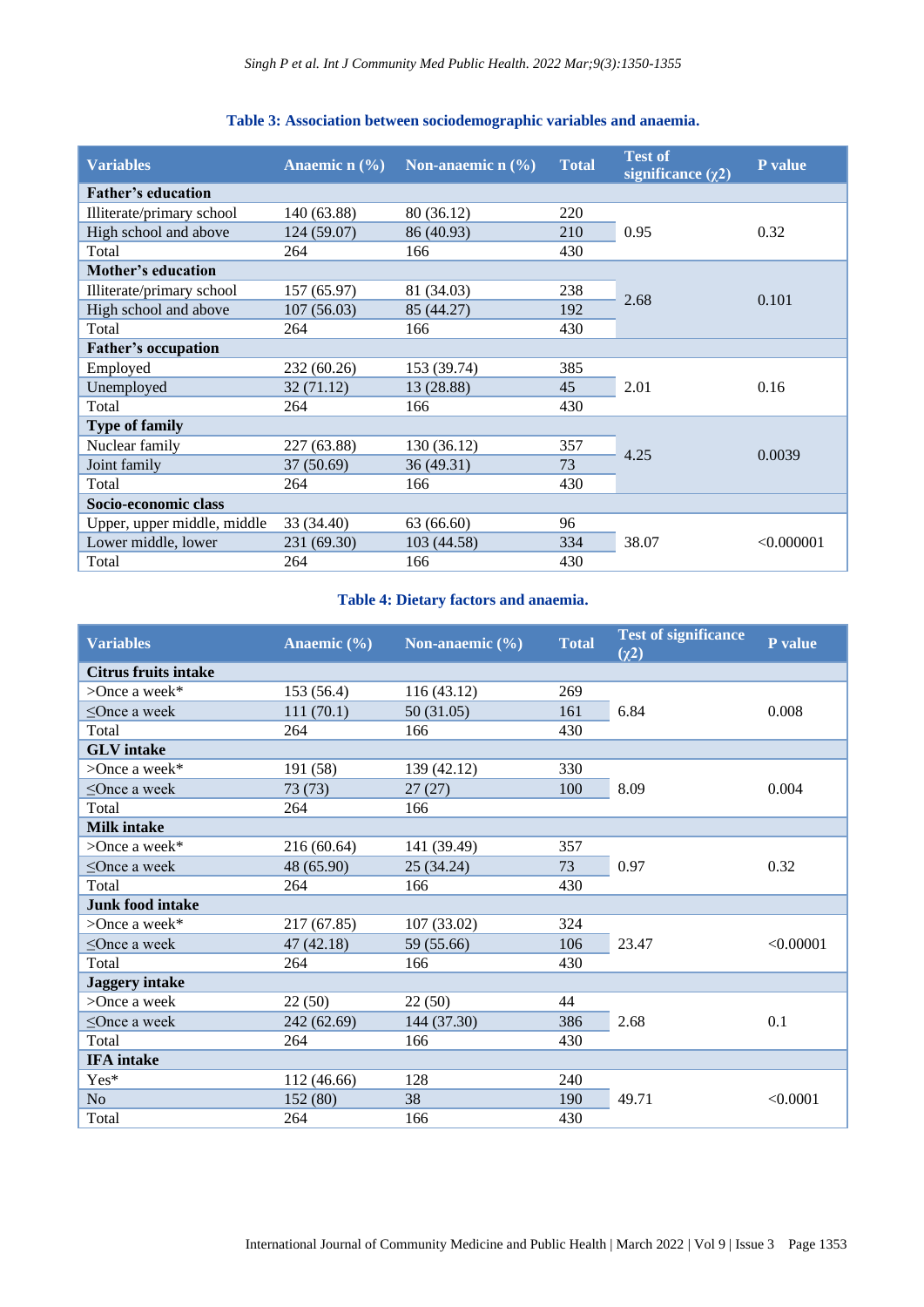**Table 3: Association between sociodemographic variables and anaemia.**

| Variables | Anaemic n (%) | Non-anaemic n (%) | Total | Test of significance ($\chi 2$) | P value |
|---|---|---|---|---|---|
| **Father's education** | | | | | |
| Illiterate/primary school | 140 (63.88) | 80 (36.12) | 220 | 0.95 | 0.32 |
| High school and above | 124 (59.07) | 86 (40.93) | 210 | | |
| Total | 264 | 166 | 430 | | |
| **Mother's education** | | | | | |
| Illiterate/primary school | 157 (65.97) | 81 (34.03) | 238 | 2.68 | 0.101 |
| High school and above | 107 (56.03) | 85 (44.27) | 192 | | |
| Total | 264 | 166 | 430 | | |
| **Father's occupation** | | | | | |
| Employed | 232 (60.26) | 153 (39.74) | 385 | 2.01 | 0.16 |
| Unemployed | 32 (71.12) | 13 (28.88) | 45 | | |
| Total | 264 | 166 | 430 | | |
| **Type of family** | | | | | |
| Nuclear family | 227 (63.88) | 130 (36.12) | 357 | 4.25 | 0.0039 |
| Joint family | 37 (50.69) | 36 (49.31) | 73 | | |
| Total | 264 | 166 | 430 | | |
| **Socio-economic class** | | | | | |
| Upper, upper middle, middle | 33 (34.40) | 63 (66.60) | 96 | 38.07 | <0.000001 |
| Lower middle, lower | 231 (69.30) | 103 (44.58) | 334 | | |
| Total | 264 | 166 | 430 | | |

**Table 4: Dietary factors and anaemia.**

| Variables | Anaemic (%) | Non-anaemic (%) | Total | Test of significance ($\chi 2$) | P value |
|---|---|---|---|---|---|
| **Citrus fruits intake** | | | | | |
| >Once a week* | 153 (56.4) | 116 (43.12) | 269 | 6.84 | 0.008 |
| ≤Once a week | 111 (70.1) | 50 (31.05) | 161 | | |
| Total | 264 | 166 | 430 | | |
| **GLV intake** | | | | | |
| >Once a week* | 191 (58) | 139 (42.12) | 330 | 8.09 | 0.004 |
| ≤Once a week | 73 (73) | 27 (27) | 100 | | |
| Total | 264 | 166 | 430 | | |
| **Milk intake** | | | | | |
| >Once a week* | 216 (60.64) | 141 (39.49) | 357 | 0.97 | 0.32 |
| ≤Once a week | 48 (65.90) | 25 (34.24) | 73 | | |
| Total | 264 | 166 | 430 | | |
| **Junk food intake** | | | | | |
| >Once a week* | 217 (67.85) | 107 (33.02) | 324 | 23.47 | <0.00001 |
| ≤Once a week | 47 (42.18) | 59 (55.66) | 106 | | |
| Total | 264 | 166 | 430 | | |
| **Jaggery intake** | | | | | |
| >Once a week | 22 (50) | 22 (50) | 44 | 2.68 | 0.1 |
| ≤Once a week | 242 (62.69) | 144 (37.30) | 386 | | |
| Total | 264 | 166 | 430 | | |
| **IFA intake** | | | | | |
| Yes* | 112 (46.66) | 128 | 240 | 49.71 | <0.0001 |
| No | 152 (80) | 38 | 190 | | |
| Total | 264 | 166 | 430 | | |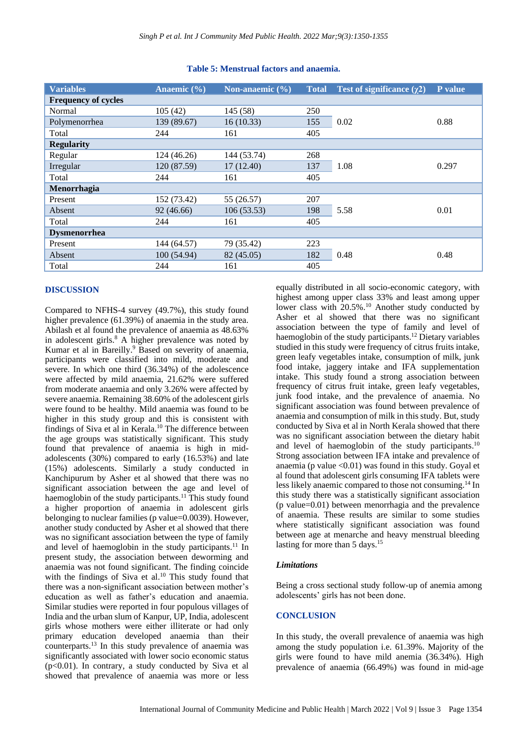**Table 5: Menstrual factors and anaemia.**

| Variables | Anaemic (%) | Non-anaemic (%) | Total | Test of significance ($\chi 2$) | P value |
|---|---|---|---|---|---|
| **Frequency of cycles** | | | | | |
| Normal | 105 (42) | 145 (58) | 250 | 0.02 | 0.88 |
| Polymenorrhea | 139 (89.67) | 16 (10.33) | 155 | | |
| Total | 244 | 161 | 405 | | |
| **Regularity** | | | | | |
| Regular | 124 (46.26) | 144 (53.74) | 268 | 1.08 | 0.297 |
| Irregular | 120 (87.59) | 17 (12.40) | 137 | | |
| Total | 244 | 161 | 405 | | |
| **Menorrhagia** | | | | | |
| Present | 152 (73.42) | 55 (26.57) | 207 | 5.58 | 0.01 |
| Absent | 92 (46.66) | 106 (53.53) | 198 | | |
| Total | 244 | 161 | 405 | | |
| **Dysmenorrhea** | | | | | |
| Present | 144 (64.57) | 79 (35.42) | 223 | 0.48 | 0.48 |
| Absent | 100 (54.94) | 82 (45.05) | 182 | | |
| Total | 244 | 161 | 405 | | |

## DISCUSSION

Compared to NFHS-4 survey (49.7%), this study found higher prevalence (61.39%) of anaemia in the study area. Abilash et al found the prevalence of anaemia as 48.63% in adolescent girls.[8] A higher prevalence was noted by Kumar et al in Bareilly.[9] Based on severity of anaemia, participants were classified into mild, moderate and severe. In which one third (36.34%) of the adolescence were affected by mild anaemia, 21.62% were suffered from moderate anaemia and only 3.26% were affected by severe anaemia. Remaining 38.60% of the adolescent girls were found to be healthy. Mild anaemia was found to be higher in this study group and this is consistent with findings of Siva et al in Kerala.[10] The difference between the age groups was statistically significant. This study found that prevalence of anaemia is high in mid-adolescents (30%) compared to early (16.53%) and late (15%) adolescents. Similarly a study conducted in Kanchipurum by Asher et al showed that there was no significant association between the age and level of haemoglobin of the study participants.[11] This study found a higher proportion of anaemia in adolescent girls belonging to nuclear families (p value=0.0039). However, another study conducted by Asher et al showed that there was no significant association between the type of family and level of haemoglobin in the study participants.[11] In present study, the association between deworming and anaemia was not found significant. The finding coincide with the findings of Siva et al.[10] This study found that there was a non-significant association between mother's education as well as father's education and anaemia. Similar studies were reported in four populous villages of India and the urban slum of Kanpur, UP, India, adolescent girls whose mothers were either illiterate or had only primary education developed anaemia than their counterparts.[13] In this study prevalence of anaemia was significantly associated with lower socio economic status (p<0.01). In contrary, a study conducted by Siva et al showed that prevalence of anaemia was more or less equally distributed in all socio-economic category, with highest among upper class 33% and least among upper lower class with 20.5%.[10] Another study conducted by Asher et al showed that there was no significant association between the type of family and level of haemoglobin of the study participants.[12] Dietary variables studied in this study were frequency of citrus fruits intake, green leafy vegetables intake, consumption of milk, junk food intake, jaggery intake and IFA supplementation intake. This study found a strong association between frequency of citrus fruit intake, green leafy vegetables, junk food intake, and the prevalence of anaemia. No significant association was found between prevalence of anaemia and consumption of milk in this study. But, study conducted by Siva et al in North Kerala showed that there was no significant association between the dietary habit and level of haemoglobin of the study participants.[10] Strong association between IFA intake and prevalence of anaemia (p value <0.01) was found in this study. Goyal et al found that adolescent girls consuming IFA tablets were less likely anaemic compared to those not consuming.[14] In this study there was a statistically significant association (p value=0.01) between menorrhagia and the prevalence of anaemia. These results are similar to some studies where statistically significant association was found between age at menarche and heavy menstrual bleeding lasting for more than 5 days.[15]

### *Limitations*

Being a cross sectional study follow-up of anemia among adolescents' girls has not been done.

## CONCLUSION

In this study, the overall prevalence of anaemia was high among the study population i.e. 61.39%. Majority of the girls were found to have mild anemia (36.34%). High prevalence of anaemia (66.49%) was found in mid-age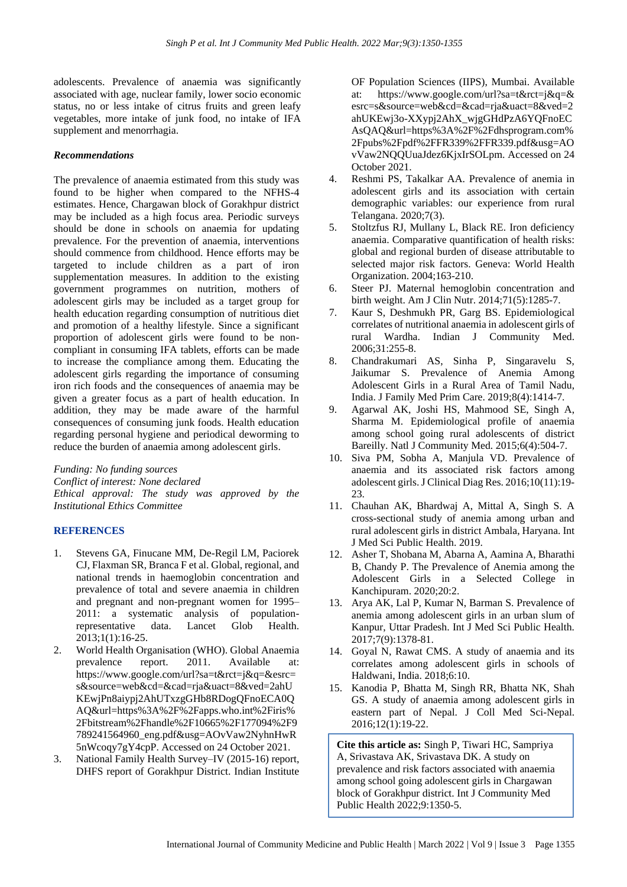adolescents. Prevalence of anaemia was significantly associated with age, nuclear family, lower socio economic status, no or less intake of citrus fruits and green leafy vegetables, more intake of junk food, no intake of IFA supplement and menorrhagia.

### *Recommendations*

The prevalence of anaemia estimated from this study was found to be higher when compared to the NFHS-4 estimates. Hence, Chargawan block of Gorakhpur district may be included as a high focus area. Periodic surveys should be done in schools on anaemia for updating prevalence. For the prevention of anaemia, interventions should commence from childhood. Hence efforts may be targeted to include children as a part of iron supplementation measures. In addition to the existing government programmes on nutrition, mothers of adolescent girls may be included as a target group for health education regarding consumption of nutritious diet and promotion of a healthy lifestyle. Since a significant proportion of adolescent girls were found to be non-compliant in consuming IFA tablets, efforts can be made to increase the compliance among them. Educating the adolescent girls regarding the importance of consuming iron rich foods and the consequences of anaemia may be given a greater focus as a part of health education. In addition, they may be made aware of the harmful consequences of consuming junk foods. Health education regarding personal hygiene and periodical deworming to reduce the burden of anaemia among adolescent girls.

*Funding: No funding sources*
*Conflict of interest: None declared*
*Ethical approval: The study was approved by the Institutional Ethics Committee*

## REFERENCES

1. Stevens GA, Finucane MM, De-Regil LM, Paciorek CJ, Flaxman SR, Branca F et al. Global, regional, and national trends in haemoglobin concentration and prevalence of total and severe anaemia in children and pregnant and non-pregnant women for 1995–2011: a systematic analysis of population-representative data. Lancet Glob Health. 2013;1(1):16-25.
2. World Health Organisation (WHO). Global Anaemia prevalence report. 2011. Available at: https://www.google.com/url?sa=t&rct=j&q=&esrc=s&source=web&cd=&cad=rja&uact=8&ved=2ahUKEwjPn8aiypj2AhUTxzgGHb8RDogQFnoECA0QAQ&url=https%3A%2F%2Fapps.who.int%2Firis%2Fbitstream%2Fhandle%2F10665%2F177094%2F9789241564960_eng.pdf&usg=AOvVaw2NyhnHwR5nWcoqy7gY4cpP. Accessed on 24 October 2021.
3. National Family Health Survey–IV (2015-16) report, DHFS report of Gorakhpur District. Indian Institute OF Population Sciences (IIPS), Mumbai. Available at: https://www.google.com/url?sa=t&rct=j&q=&esrc=s&source=web&cd=&cad=rja&uact=8&ved=2ahUKEwj3o-XXypj2AhX_wjgGHdPzA6YQFnoECAsQAQ&url=https%3A%2F%2Fdhsprogram.com%2Fpubs%2Fpdf%2FFR339%2FFR339.pdf&usg=AOvVaw2NQQUuaJdez6KjxIrSOLpm. Accessed on 24 October 2021.
4. Reshmi PS, Takalkar AA. Prevalence of anemia in adolescent girls and its association with certain demographic variables: our experience from rural Telangana. 2020;7(3).
5. Stoltzfus RJ, Mullany L, Black RE. Iron deficiency anaemia. Comparative quantification of health risks: global and regional burden of disease attributable to selected major risk factors. Geneva: World Health Organization. 2004;163-210.
6. Steer PJ. Maternal hemoglobin concentration and birth weight. Am J Clin Nutr. 2014;71(5):1285-7.
7. Kaur S, Deshmukh PR, Garg BS. Epidemiological correlates of nutritional anaemia in adolescent girls of rural Wardha. Indian J Community Med. 2006;31:255-8.
8. Chandrakumari AS, Sinha P, Singaravelu S, Jaikumar S. Prevalence of Anemia Among Adolescent Girls in a Rural Area of Tamil Nadu, India. J Family Med Prim Care. 2019;8(4):1414-7.
9. Agarwal AK, Joshi HS, Mahmood SE, Singh A, Sharma M. Epidemiological profile of anaemia among school going rural adolescents of district Bareilly. Natl J Community Med. 2015;6(4):504-7.
10. Siva PM, Sobha A, Manjula VD. Prevalence of anaemia and its associated risk factors among adolescent girls. J Clinical Diag Res. 2016;10(11):19-23.
11. Chauhan AK, Bhardwaj A, Mittal A, Singh S. A cross-sectional study of anemia among urban and rural adolescent girls in district Ambala, Haryana. Int J Med Sci Public Health. 2019.
12. Asher T, Shobana M, Abarna A, Aamina A, Bharathi B, Chandy P. The Prevalence of Anemia among the Adolescent Girls in a Selected College in Kanchipuram. 2020;20:2.
13. Arya AK, Lal P, Kumar N, Barman S. Prevalence of anemia among adolescent girls in an urban slum of Kanpur, Uttar Pradesh. Int J Med Sci Public Health. 2017;7(9):1378-81.
14. Goyal N, Rawat CMS. A study of anaemia and its correlates among adolescent girls in schools of Haldwani, India. 2018;6:10.
15. Kanodia P, Bhatta M, Singh RR, Bhatta NK, Shah GS. A study of anaemia among adolescent girls in eastern part of Nepal. J Coll Med Sci-Nepal. 2016;12(1):19-22.

**Cite this article as:** Singh P, Tiwari HC, Sampriya A, Srivastava AK, Srivastava DK. A study on prevalence and risk factors associated with anaemia among school going adolescent girls in Chargawan block of Gorakhpur district. Int J Community Med Public Health 2022;9:1350-5.